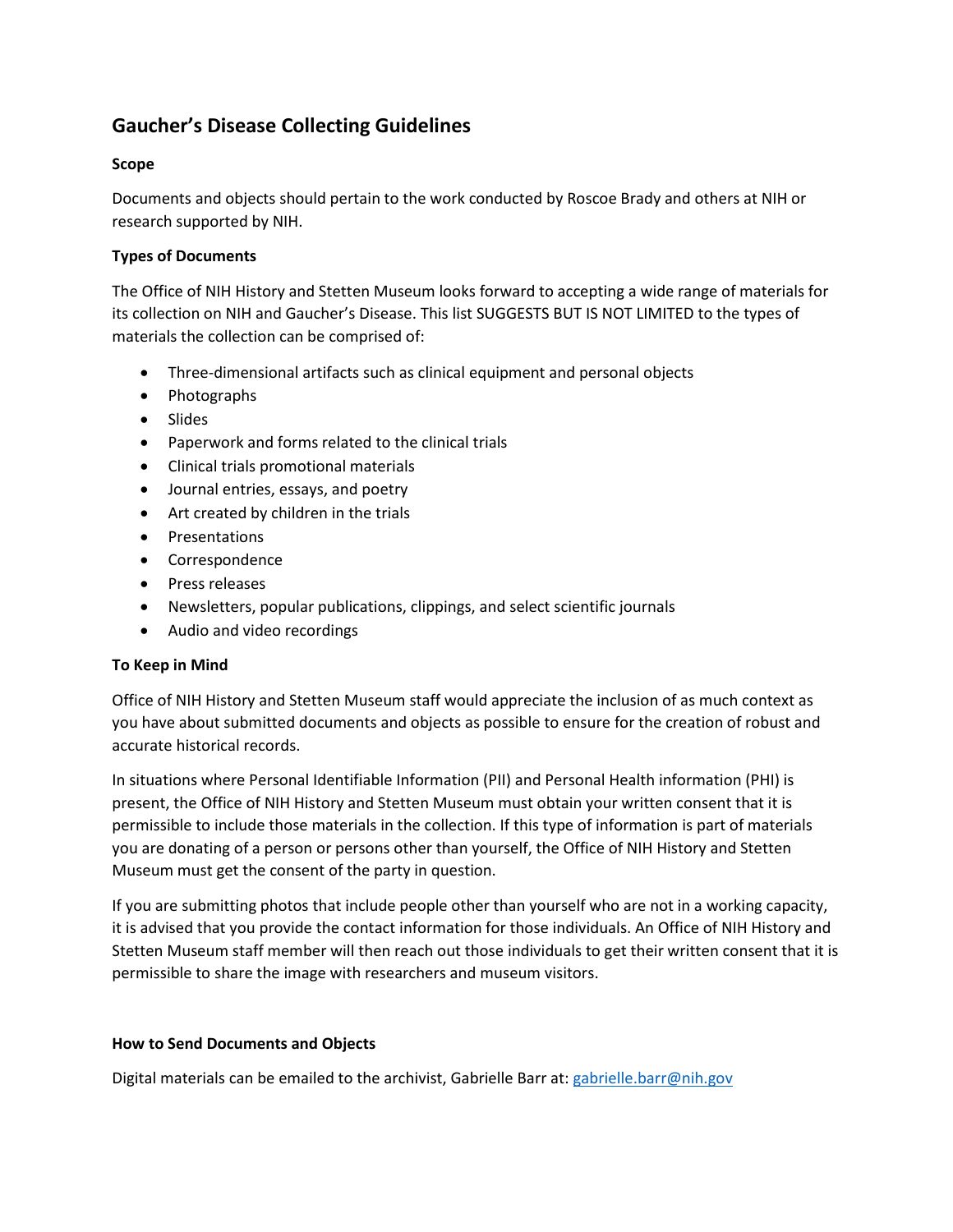# Gaucher's Disease Collecting Guidelines

### Scope

Documents and objects should pertain to the work conducted by Roscoe Brady and others at NIH or research supported by NIH.

### Types of Documents

The Office of NIH History and Stetten Museum looks forward to accepting a wide range of materials for its collection on NIH and Gaucher's Disease. This list SUGGESTS BUT IS NOT LIMITED to the types of materials the collection can be comprised of:

- Three-dimensional artifacts such as clinical equipment and personal objects
- Photographs
- Slides
- Paperwork and forms related to the clinical trials
- Clinical trials promotional materials
- Journal entries, essays, and poetry
- Art created by children in the trials
- Presentations
- Correspondence
- Press releases
- Newsletters, popular publications, clippings, and select scientific journals
- Audio and video recordings

### To Keep in Mind

Office of NIH History and Stetten Museum staff would appreciate the inclusion of as much context as you have about submitted documents and objects as possible to ensure for the creation of robust and accurate historical records.

In situations where Personal Identifiable Information (PII) and Personal Health information (PHI) is present, the Office of NIH History and Stetten Museum must obtain your written consent that it is permissible to include those materials in the collection. If this type of information is part of materials you are donating of a person or persons other than yourself, the Office of NIH History and Stetten Museum must get the consent of the party in question.

If you are submitting photos that include people other than yourself who are not in a working capacity, it is advised that you provide the contact information for those individuals. An Office of NIH History and Stetten Museum staff member will then reach out those individuals to get their written consent that it is permissible to share the image with researchers and museum visitors.

### How to Send Documents and Objects

Digital materials can be emailed to the archivist, Gabrielle Barr at: gabrielle.barr@nih.gov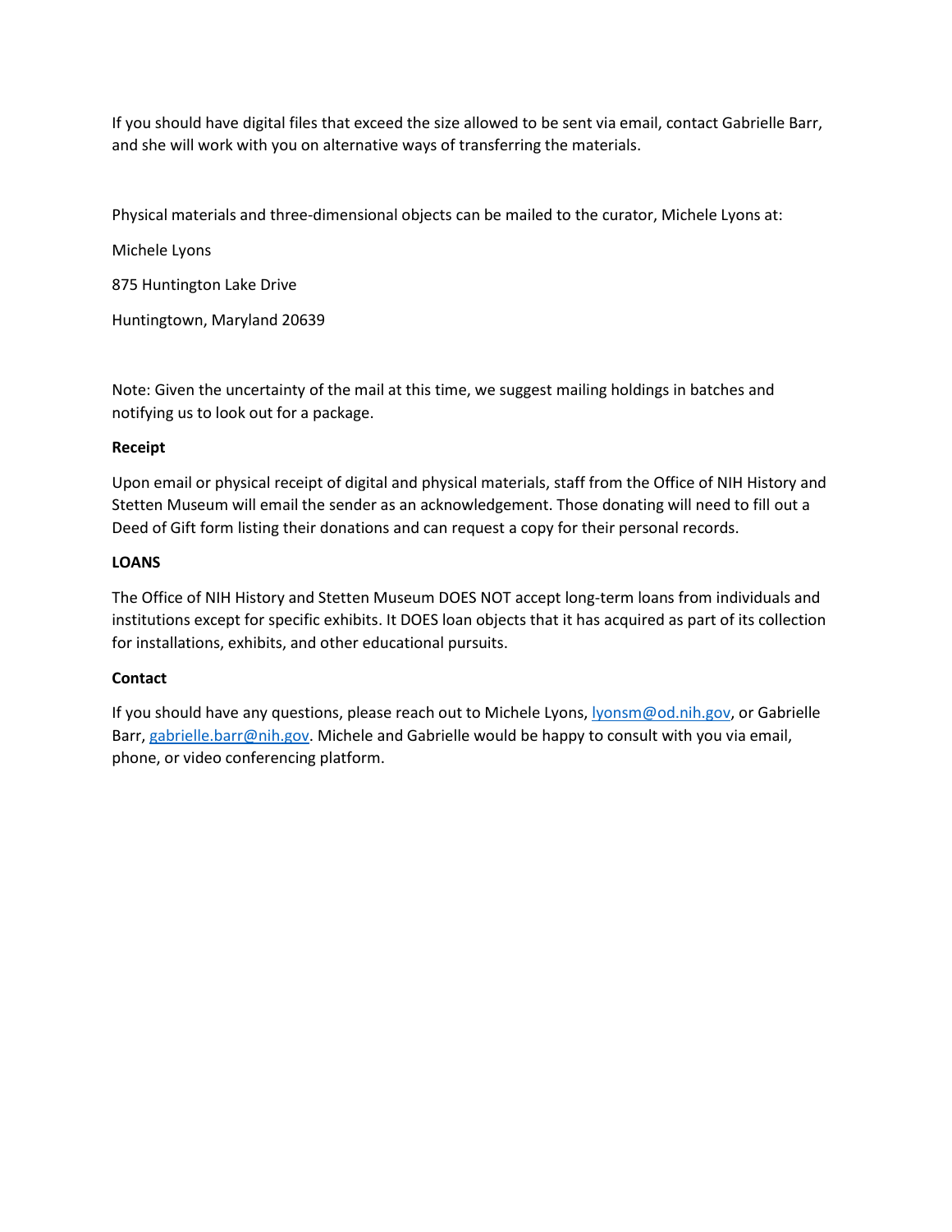If you should have digital files that exceed the size allowed to be sent via email, contact Gabrielle Barr, and she will work with you on alternative ways of transferring the materials.

Physical materials and three-dimensional objects can be mailed to the curator, Michele Lyons at:

Michele Lyons

875 Huntington Lake Drive

Huntingtown, Maryland 20639

Note: Given the uncertainty of the mail at this time, we suggest mailing holdings in batches and notifying us to look out for a package.

**Receipt**

Upon email or physical receipt of digital and physical materials, staff from the Office of NIH History and Stetten Museum will email the sender as an acknowledgement. Those donating will need to fill out a Deed of Gift form listing their donations and can request a copy for their personal records.

**LOANS**

The Office of NIH History and Stetten Museum DOES NOT accept long-term loans from individuals and institutions except for specific exhibits. It DOES loan objects that it has acquired as part of its collection for installations, exhibits, and other educational pursuits.

**Contact**

If you should have any questions, please reach out to Michele Lyons, lyonsm@od.nih.gov, or Gabrielle Barr, gabrielle.barr@nih.gov. Michele and Gabrielle would be happy to consult with you via email, phone, or video conferencing platform.